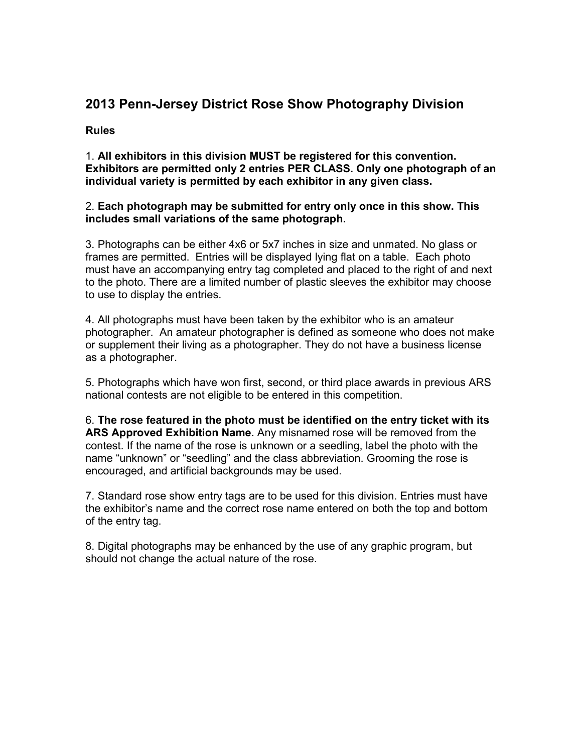# 2013 Penn-Jersey District Rose Show Photography Division

**Rules**

1. **All exhibitors in this division MUST be registered for this convention. Exhibitors are permitted only 2 entries PER CLASS. Only one photograph of an individual variety is permitted by each exhibitor in any given class.**

2. **Each photograph may be submitted for entry only once in this show. This includes small variations of the same photograph.**

3. Photographs can be either 4x6 or 5x7 inches in size and unmated. No glass or frames are permitted. Entries will be displayed lying flat on a table. Each photo must have an accompanying entry tag completed and placed to the right of and next to the photo. There are a limited number of plastic sleeves the exhibitor may choose to use to display the entries.

4. All photographs must have been taken by the exhibitor who is an amateur photographer. An amateur photographer is defined as someone who does not make or supplement their living as a photographer. They do not have a business license as a photographer.

5. Photographs which have won first, second, or third place awards in previous ARS national contests are not eligible to be entered in this competition.

6. **The rose featured in the photo must be identified on the entry ticket with its ARS Approved Exhibition Name.** Any misnamed rose will be removed from the contest. If the name of the rose is unknown or a seedling, label the photo with the name “unknown” or “seedling” and the class abbreviation. Grooming the rose is encouraged, and artificial backgrounds may be used.

7. Standard rose show entry tags are to be used for this division. Entries must have the exhibitor’s name and the correct rose name entered on both the top and bottom of the entry tag.

8. Digital photographs may be enhanced by the use of any graphic program, but should not change the actual nature of the rose.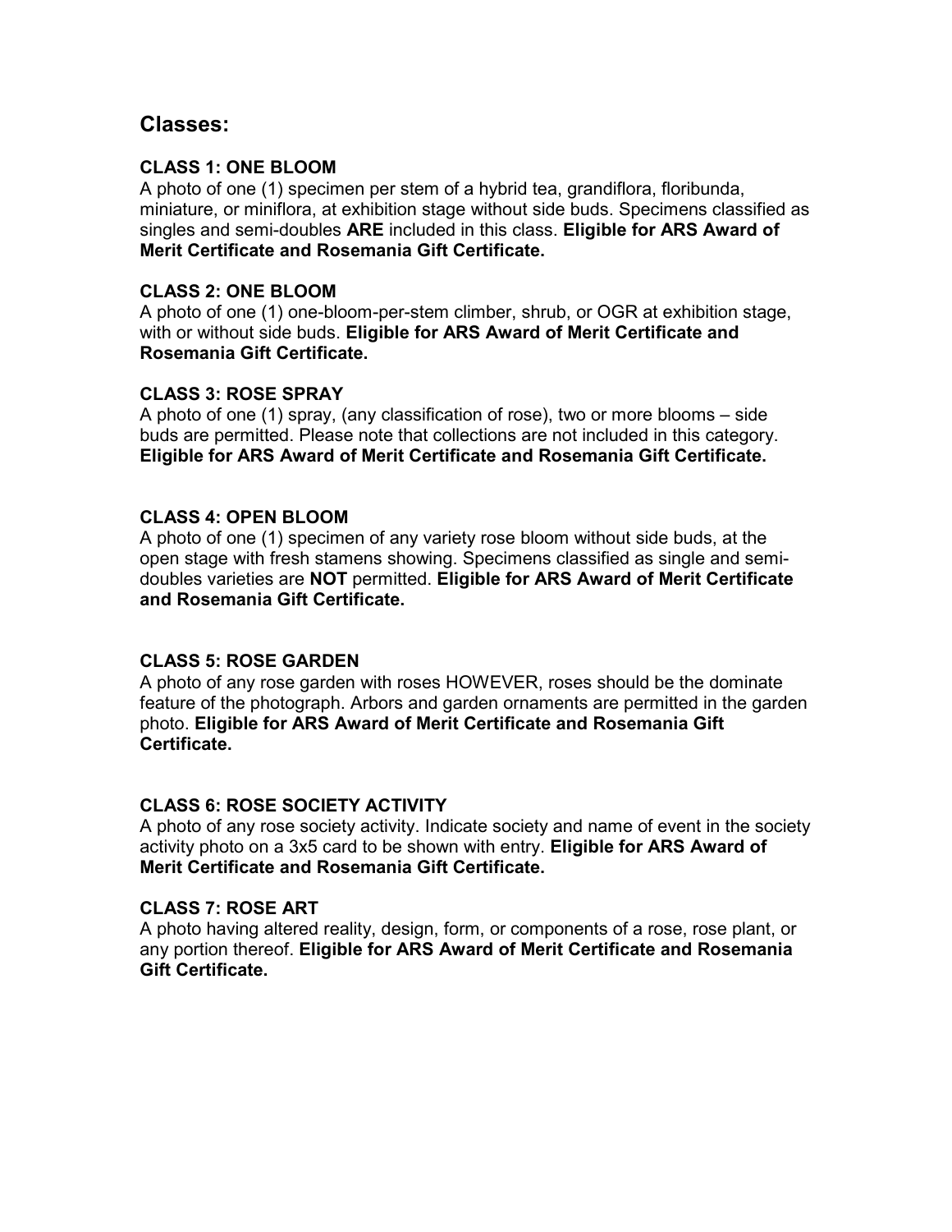## Classes:

### CLASS 1: ONE BLOOM

A photo of one (1) specimen per stem of a hybrid tea, grandiflora, floribunda, miniature, or miniflora, at exhibition stage without side buds. Specimens classified as singles and semi-doubles **ARE** included in this class. **Eligible for ARS Award of Merit Certificate and Rosemania Gift Certificate.**

### CLASS 2: ONE BLOOM

A photo of one (1) one-bloom-per-stem climber, shrub, or OGR at exhibition stage, with or without side buds. **Eligible for ARS Award of Merit Certificate and Rosemania Gift Certificate.**

### CLASS 3: ROSE SPRAY

A photo of one (1) spray, (any classification of rose), two or more blooms – side buds are permitted. Please note that collections are not included in this category. **Eligible for ARS Award of Merit Certificate and Rosemania Gift Certificate.**

### CLASS 4: OPEN BLOOM

A photo of one (1) specimen of any variety rose bloom without side buds, at the open stage with fresh stamens showing. Specimens classified as single and semi-doubles varieties are **NOT** permitted. **Eligible for ARS Award of Merit Certificate and Rosemania Gift Certificate.**

### CLASS 5: ROSE GARDEN

A photo of any rose garden with roses HOWEVER, roses should be the dominate feature of the photograph. Arbors and garden ornaments are permitted in the garden photo. **Eligible for ARS Award of Merit Certificate and Rosemania Gift Certificate.**

### CLASS 6: ROSE SOCIETY ACTIVITY

A photo of any rose society activity. Indicate society and name of event in the society activity photo on a 3x5 card to be shown with entry. **Eligible for ARS Award of Merit Certificate and Rosemania Gift Certificate.**

### CLASS 7: ROSE ART

A photo having altered reality, design, form, or components of a rose, rose plant, or any portion thereof. **Eligible for ARS Award of Merit Certificate and Rosemania Gift Certificate.**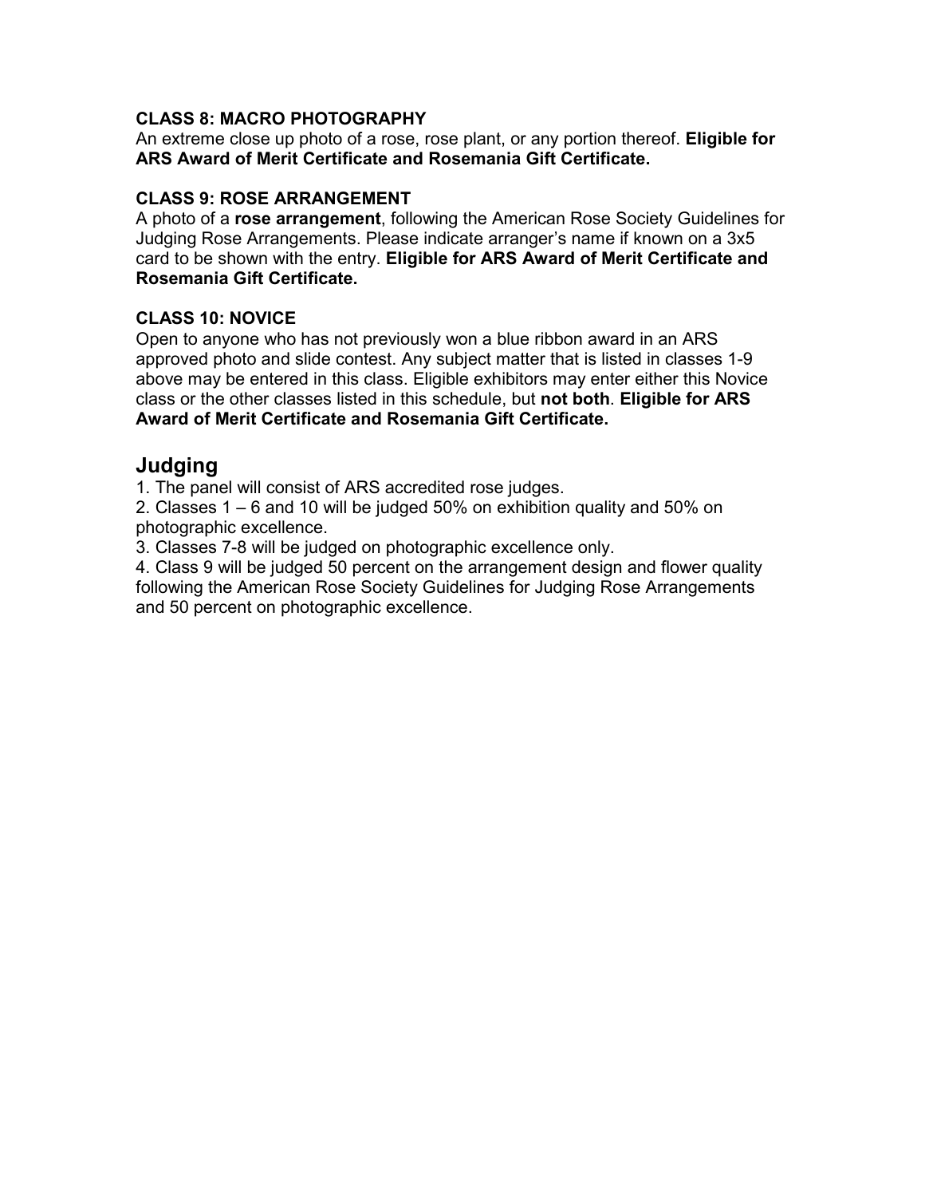**CLASS 8: MACRO PHOTOGRAPHY**
An extreme close up photo of a rose, rose plant, or any portion thereof. **Eligible for ARS Award of Merit Certificate and Rosemania Gift Certificate.**

**CLASS 9: ROSE ARRANGEMENT**
A photo of a **rose arrangement**, following the American Rose Society Guidelines for Judging Rose Arrangements. Please indicate arranger's name if known on a 3x5 card to be shown with the entry. **Eligible for ARS Award of Merit Certificate and Rosemania Gift Certificate.**

**CLASS 10: NOVICE**
Open to anyone who has not previously won a blue ribbon award in an ARS approved photo and slide contest. Any subject matter that is listed in classes 1-9 above may be entered in this class. Eligible exhibitors may enter either this Novice class or the other classes listed in this schedule, but **not both**. **Eligible for ARS Award of Merit Certificate and Rosemania Gift Certificate.**

## Judging

1. The panel will consist of ARS accredited rose judges.
2. Classes 1 – 6 and 10 will be judged 50% on exhibition quality and 50% on photographic excellence.
3. Classes 7-8 will be judged on photographic excellence only.
4. Class 9 will be judged 50 percent on the arrangement design and flower quality following the American Rose Society Guidelines for Judging Rose Arrangements and 50 percent on photographic excellence.